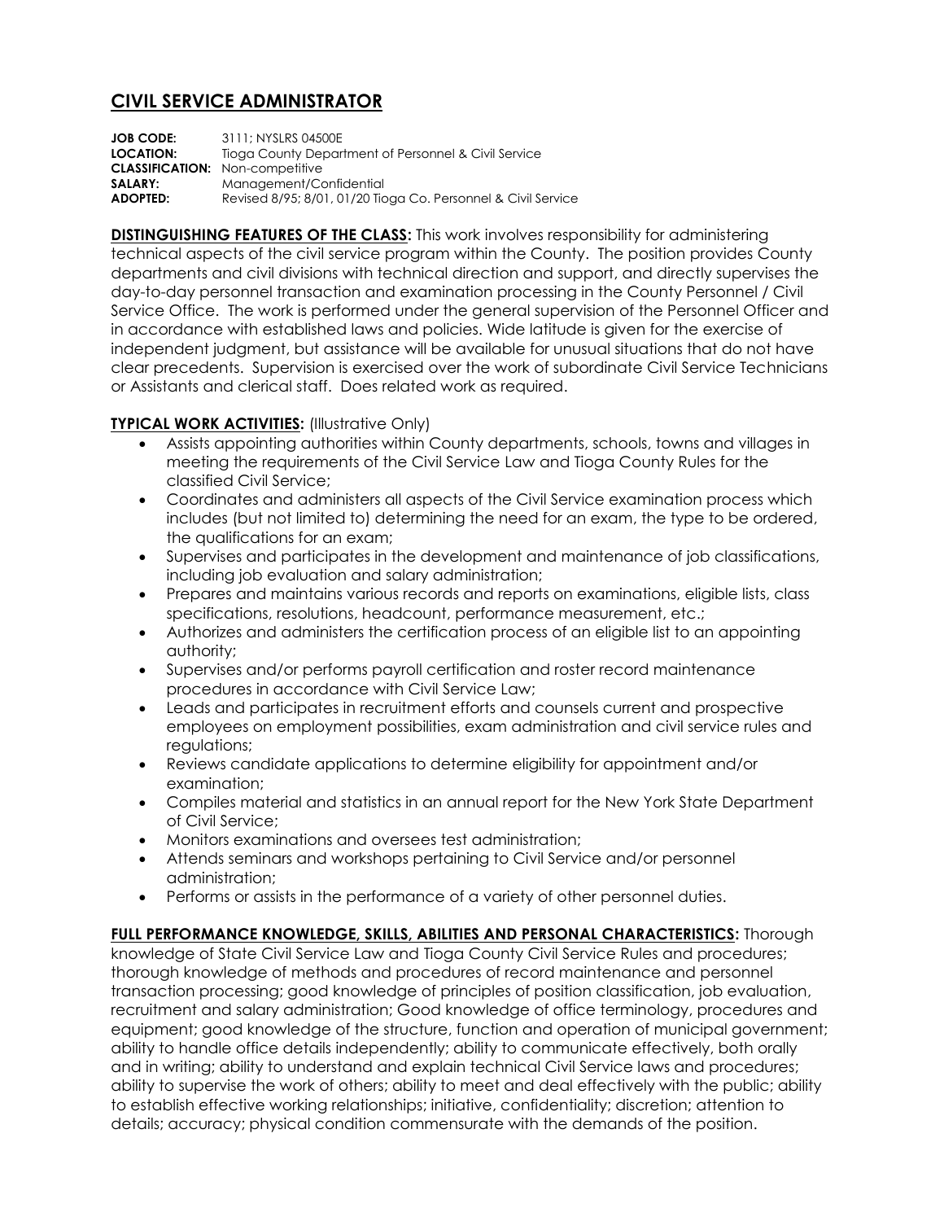# CIVIL SERVICE ADMINISTRATOR

**JOB CODE:** 3111; NYSLRS 04500E
**LOCATION:** Tioga County Department of Personnel & Civil Service
**CLASSIFICATION:** Non-competitive
**SALARY:** Management/Confidential
**ADOPTED:** Revised 8/95; 8/01, 01/20 Tioga Co. Personnel & Civil Service

**DISTINGUISHING FEATURES OF THE CLASS:** This work involves responsibility for administering technical aspects of the civil service program within the County. The position provides County departments and civil divisions with technical direction and support, and directly supervises the day-to-day personnel transaction and examination processing in the County Personnel / Civil Service Office. The work is performed under the general supervision of the Personnel Officer and in accordance with established laws and policies. Wide latitude is given for the exercise of independent judgment, but assistance will be available for unusual situations that do not have clear precedents. Supervision is exercised over the work of subordinate Civil Service Technicians or Assistants and clerical staff. Does related work as required.

**TYPICAL WORK ACTIVITIES:** (Illustrative Only)

- Assists appointing authorities within County departments, schools, towns and villages in meeting the requirements of the Civil Service Law and Tioga County Rules for the classified Civil Service;
- Coordinates and administers all aspects of the Civil Service examination process which includes (but not limited to) determining the need for an exam, the type to be ordered, the qualifications for an exam;
- Supervises and participates in the development and maintenance of job classifications, including job evaluation and salary administration;
- Prepares and maintains various records and reports on examinations, eligible lists, class specifications, resolutions, headcount, performance measurement, etc.;
- Authorizes and administers the certification process of an eligible list to an appointing authority;
- Supervises and/or performs payroll certification and roster record maintenance procedures in accordance with Civil Service Law;
- Leads and participates in recruitment efforts and counsels current and prospective employees on employment possibilities, exam administration and civil service rules and regulations;
- Reviews candidate applications to determine eligibility for appointment and/or examination;
- Compiles material and statistics in an annual report for the New York State Department of Civil Service;
- Monitors examinations and oversees test administration;
- Attends seminars and workshops pertaining to Civil Service and/or personnel administration;
- Performs or assists in the performance of a variety of other personnel duties.

**FULL PERFORMANCE KNOWLEDGE, SKILLS, ABILITIES AND PERSONAL CHARACTERISTICS:** Thorough knowledge of State Civil Service Law and Tioga County Civil Service Rules and procedures; thorough knowledge of methods and procedures of record maintenance and personnel transaction processing; good knowledge of principles of position classification, job evaluation, recruitment and salary administration; Good knowledge of office terminology, procedures and equipment; good knowledge of the structure, function and operation of municipal government; ability to handle office details independently; ability to communicate effectively, both orally and in writing; ability to understand and explain technical Civil Service laws and procedures; ability to supervise the work of others; ability to meet and deal effectively with the public; ability to establish effective working relationships; initiative, confidentiality; discretion; attention to details; accuracy; physical condition commensurate with the demands of the position.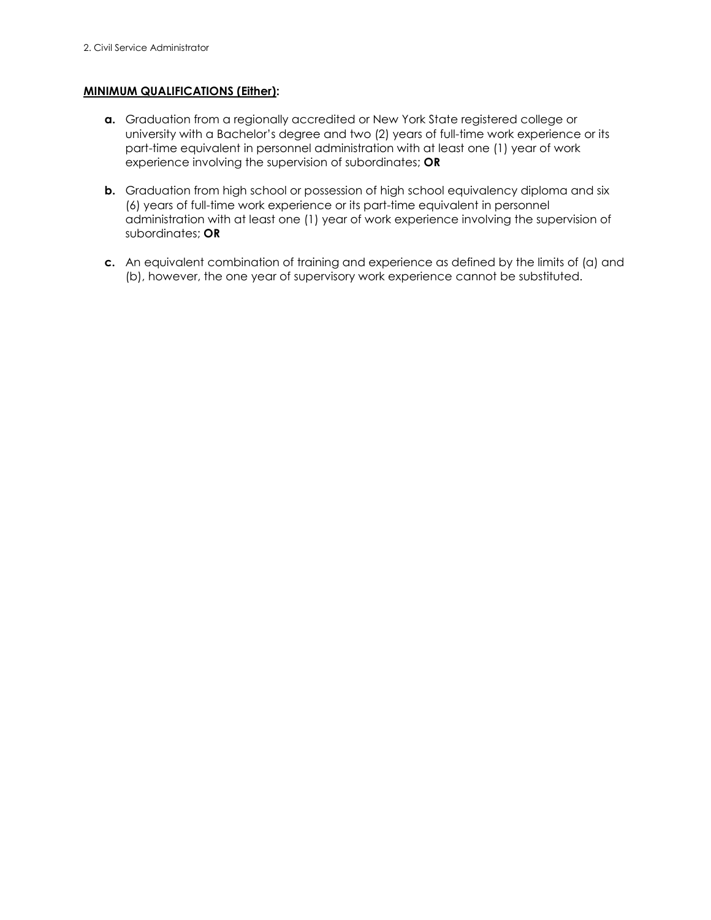**MINIMUM QUALIFICATIONS (Either):**

- **a.** Graduation from a regionally accredited or New York State registered college or university with a Bachelor's degree and two (2) years of full-time work experience or its part-time equivalent in personnel administration with at least one (1) year of work experience involving the supervision of subordinates; **OR**

- **b.** Graduation from high school or possession of high school equivalency diploma and six (6) years of full-time work experience or its part-time equivalent in personnel administration with at least one (1) year of work experience involving the supervision of subordinates; **OR**

- **c.** An equivalent combination of training and experience as defined by the limits of (a) and (b), however, the one year of supervisory work experience cannot be substituted.